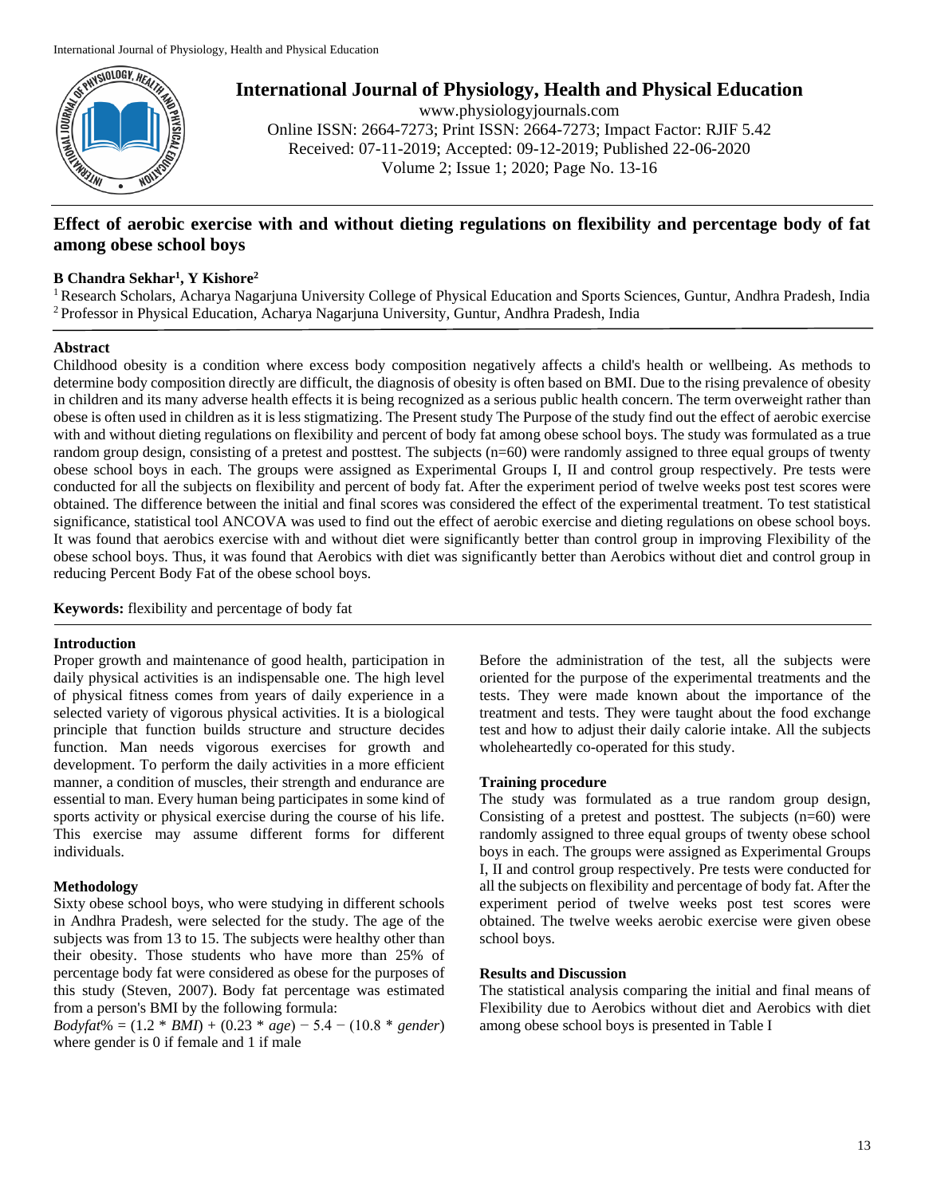# International Journal of Physiology, Health and Physical Education

www.physiologyjournals.com
Online ISSN: 2664-7273; Print ISSN: 2664-7273; Impact Factor: RJIF 5.42
Received: 07-11-2019; Accepted: 09-12-2019; Published 22-06-2020
Volume 2; Issue 1; 2020; Page No. 13-16

## Effect of aerobic exercise with and without dieting regulations on flexibility and percentage body of fat among obese school boys

**B Chandra Sekhar[1], Y Kishore[2]**

[1] Research Scholars, Acharya Nagarjuna University College of Physical Education and Sports Sciences, Guntur, Andhra Pradesh, India
[2] Professor in Physical Education, Acharya Nagarjuna University, Guntur, Andhra Pradesh, India

### Abstract

Childhood obesity is a condition where excess body composition negatively affects a child's health or wellbeing. As methods to determine body composition directly are difficult, the diagnosis of obesity is often based on BMI. Due to the rising prevalence of obesity in children and its many adverse health effects it is being recognized as a serious public health concern. The term overweight rather than obese is often used in children as it is less stigmatizing. The Present study The Purpose of the study find out the effect of aerobic exercise with and without dieting regulations on flexibility and percent of body fat among obese school boys. The study was formulated as a true random group design, consisting of a pretest and posttest. The subjects (n=60) were randomly assigned to three equal groups of twenty obese school boys in each. The groups were assigned as Experimental Groups I, II and control group respectively. Pre tests were conducted for all the subjects on flexibility and percent of body fat. After the experiment period of twelve weeks post test scores were obtained. The difference between the initial and final scores was considered the effect of the experimental treatment. To test statistical significance, statistical tool ANCOVA was used to find out the effect of aerobic exercise and dieting regulations on obese school boys. It was found that aerobics exercise with and without diet were significantly better than control group in improving Flexibility of the obese school boys. Thus, it was found that Aerobics with diet was significantly better than Aerobics without diet and control group in reducing Percent Body Fat of the obese school boys.

**Keywords:** flexibility and percentage of body fat

### Introduction

Proper growth and maintenance of good health, participation in daily physical activities is an indispensable one. The high level of physical fitness comes from years of daily experience in a selected variety of vigorous physical activities. It is a biological principle that function builds structure and structure decides function. Man needs vigorous exercises for growth and development. To perform the daily activities in a more efficient manner, a condition of muscles, their strength and endurance are essential to man. Every human being participates in some kind of sports activity or physical exercise during the course of his life. This exercise may assume different forms for different individuals.

### Methodology

Sixty obese school boys, who were studying in different schools in Andhra Pradesh, were selected for the study. The age of the subjects was from 13 to 15. The subjects were healthy other than their obesity. Those students who have more than 25% of percentage body fat were considered as obese for the purposes of this study (Steven, 2007). Body fat percentage was estimated from a person's BMI by the following formula:

$$Bodyfat\% = (1.2 * BMI) + (0.23 * age) - 5.4 - (10.8 * gender)$$

where gender is 0 if female and 1 if male

Before the administration of the test, all the subjects were oriented for the purpose of the experimental treatments and the tests. They were made known about the importance of the treatment and tests. They were taught about the food exchange test and how to adjust their daily calorie intake. All the subjects wholeheartedly co-operated for this study.

### Training procedure

The study was formulated as a true random group design, Consisting of a pretest and posttest. The subjects (n=60) were randomly assigned to three equal groups of twenty obese school boys in each. The groups were assigned as Experimental Groups I, II and control group respectively. Pre tests were conducted for all the subjects on flexibility and percentage of body fat. After the experiment period of twelve weeks post test scores were obtained. The twelve weeks aerobic exercise were given obese school boys.

### Results and Discussion

The statistical analysis comparing the initial and final means of Flexibility due to Aerobics without diet and Aerobics with diet among obese school boys is presented in Table I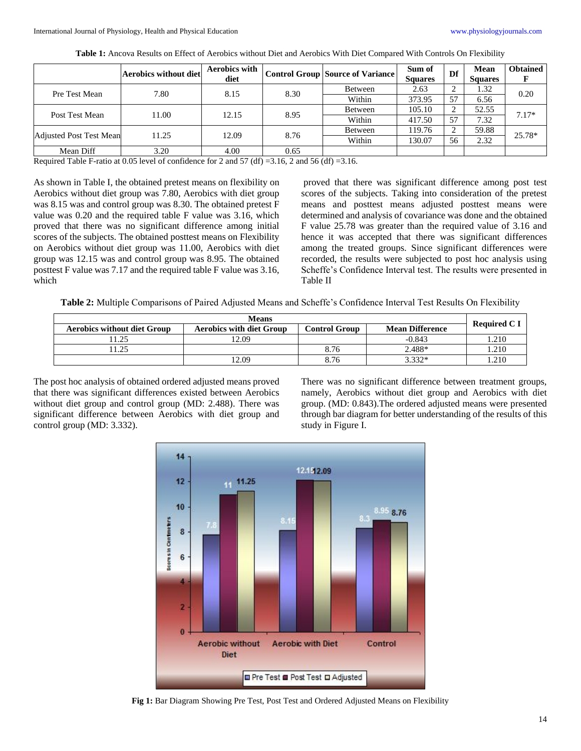**Table 1:** Ancova Results on Effect of Aerobics without Diet and Aerobics With Diet Compared With Controls On Flexibility

| | Aerobics without diet | Aerobics with diet | Control Group | Source of Variance | Sum of Squares | Df | Mean Squares | Obtained F |
|---|---|---|---|---|---|---|---|---|
| Pre Test Mean | 7.80 | 8.15 | 8.30 | Between | 2.63 | 2 | 1.32 | 0.20 |
| | | | | Within | 373.95 | 57 | 6.56 | |
| Post Test Mean | 11.00 | 12.15 | 8.95 | Between | 105.10 | 2 | 52.55 | 7.17* |
| | | | | Within | 417.50 | 57 | 7.32 | |
| Adjusted Post Test Mean | 11.25 | 12.09 | 8.76 | Between | 119.76 | 2 | 59.88 | 25.78* |
| | | | | Within | 130.07 | 56 | 2.32 | |
| Mean Diff | 3.20 | 4.00 | 0.65 | | | | | |

Required Table F-ratio at 0.05 level of confidence for 2 and 57 (df) =3.16, 2 and 56 (df) =3.16.

As shown in Table I, the obtained pretest means on flexibility on Aerobics without diet group was 7.80, Aerobics with diet group was 8.15 was and control group was 8.30. The obtained pretest F value was 0.20 and the required table F value was 3.16, which proved that there was no significant difference among initial scores of the subjects. The obtained posttest means on Flexibility on Aerobics without diet group was 11.00, Aerobics with diet group was 12.15 was and control group was 8.95. The obtained posttest F value was 7.17 and the required table F value was 3.16, which proved that there was significant difference among post test scores of the subjects. Taking into consideration of the pretest means and posttest means adjusted posttest means were determined and analysis of covariance was done and the obtained F value 25.78 was greater than the required value of 3.16 and hence it was accepted that there was significant differences among the treated groups. Since significant differences were recorded, the results were subjected to post hoc analysis using Scheffe's Confidence Interval test. The results were presented in Table II

**Table 2:** Multiple Comparisons of Paired Adjusted Means and Scheffe's Confidence Interval Test Results On Flexibility

| Means | | | | Required C I |
|---|---|---|---|---|
| Aerobics without diet Group | Aerobics with diet Group | Control Group | Mean Difference | |
| 11.25 | 12.09 | | -0.843 | 1.210 |
| 11.25 | | 8.76 | 2.488* | 1.210 |
| | 12.09 | 8.76 | 3.332* | 1.210 |

The post hoc analysis of obtained ordered adjusted means proved that there was significant differences existed between Aerobics without diet group and control group (MD: 2.488). There was significant difference between Aerobics with diet group and control group (MD: 3.332). There was no significant difference between treatment groups, namely, Aerobics without diet group and Aerobics with diet group. (MD: 0.843).The ordered adjusted means were presented through bar diagram for better understanding of the results of this study in Figure I.

**Fig 1:** Bar Diagram Showing Pre Test, Post Test and Ordered Adjusted Means on Flexibility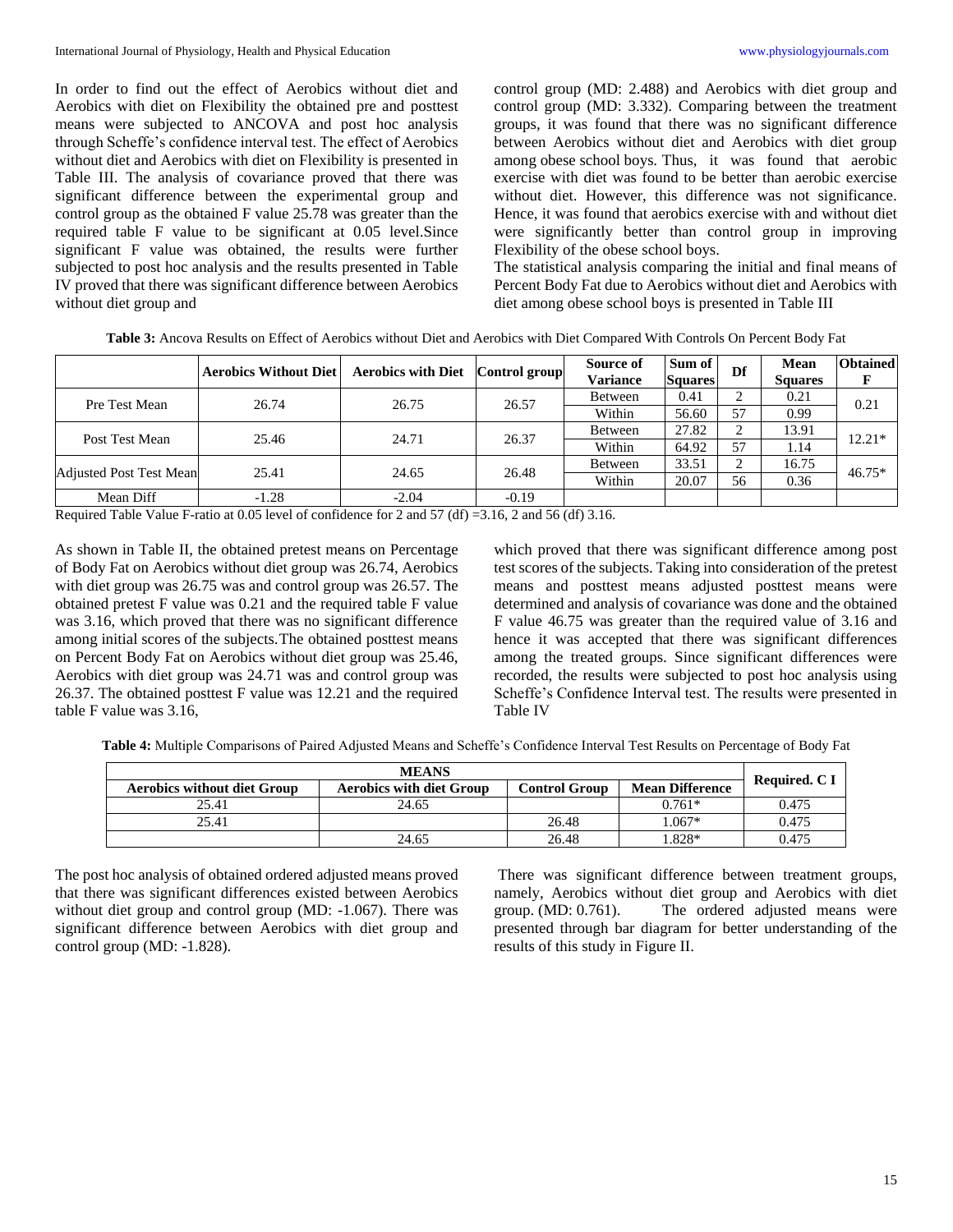In order to find out the effect of Aerobics without diet and Aerobics with diet on Flexibility the obtained pre and posttest means were subjected to ANCOVA and post hoc analysis through Scheffe's confidence interval test. The effect of Aerobics without diet and Aerobics with diet on Flexibility is presented in Table III. The analysis of covariance proved that there was significant difference between the experimental group and control group as the obtained F value 25.78 was greater than the required table F value to be significant at 0.05 level.Since significant F value was obtained, the results were further subjected to post hoc analysis and the results presented in Table IV proved that there was significant difference between Aerobics without diet group and control group (MD: 2.488) and Aerobics with diet group and control group (MD: 3.332). Comparing between the treatment groups, it was found that there was no significant difference between Aerobics without diet and Aerobics with diet group among obese school boys. Thus, it was found that aerobic exercise with diet was found to be better than aerobic exercise without diet. However, this difference was not significance. Hence, it was found that aerobics exercise with and without diet were significantly better than control group in improving Flexibility of the obese school boys.

The statistical analysis comparing the initial and final means of Percent Body Fat due to Aerobics without diet and Aerobics with diet among obese school boys is presented in Table III

**Table 3:** Ancova Results on Effect of Aerobics without Diet and Aerobics with Diet Compared With Controls On Percent Body Fat

| | Aerobics Without Diet | Aerobics with Diet | Control group | Source of Variance | Sum of Squares | Df | Mean Squares | Obtained F |
|---|---|---|---|---|---|---|---|---|
| Pre Test Mean | 26.74 | 26.75 | 26.57 | Between | 0.41 | 2 | 0.21 | 0.21 |
| | | | | Within | 56.60 | 57 | 0.99 | |
| Post Test Mean | 25.46 | 24.71 | 26.37 | Between | 27.82 | 2 | 13.91 | 12.21* |
| | | | | Within | 64.92 | 57 | 1.14 | |
| Adjusted Post Test Mean | 25.41 | 24.65 | 26.48 | Between | 33.51 | 2 | 16.75 | 46.75* |
| | | | | Within | 20.07 | 56 | 0.36 | |
| Mean Diff | -1.28 | -2.04 | -0.19 | | | | | |

Required Table Value F-ratio at 0.05 level of confidence for 2 and 57 (df) =3.16, 2 and 56 (df) 3.16.

As shown in Table II, the obtained pretest means on Percentage of Body Fat on Aerobics without diet group was 26.74, Aerobics with diet group was 26.75 was and control group was 26.57. The obtained pretest F value was 0.21 and the required table F value was 3.16, which proved that there was no significant difference among initial scores of the subjects.The obtained posttest means on Percent Body Fat on Aerobics without diet group was 25.46, Aerobics with diet group was 24.71 was and control group was 26.37. The obtained posttest F value was 12.21 and the required table F value was 3.16, which proved that there was significant difference among post test scores of the subjects. Taking into consideration of the pretest means and posttest means adjusted posttest means were determined and analysis of covariance was done and the obtained F value 46.75 was greater than the required value of 3.16 and hence it was accepted that there was significant differences among the treated groups. Since significant differences were recorded, the results were subjected to post hoc analysis using Scheffe's Confidence Interval test. The results were presented in Table IV

**Table 4:** Multiple Comparisons of Paired Adjusted Means and Scheffe's Confidence Interval Test Results on Percentage of Body Fat

| MEANS | | | | Required. C I |
|---|---|---|---|---|
| Aerobics without diet Group | Aerobics with diet Group | Control Group | Mean Difference | |
| 25.41 | 24.65 | | 0.761* | 0.475 |
| 25.41 | | 26.48 | 1.067* | 0.475 |
| | 24.65 | 26.48 | 1.828* | 0.475 |

The post hoc analysis of obtained ordered adjusted means proved that there was significant differences existed between Aerobics without diet group and control group (MD: -1.067). There was significant difference between Aerobics with diet group and control group (MD: -1.828).

There was significant difference between treatment groups, namely, Aerobics without diet group and Aerobics with diet group. (MD: 0.761). The ordered adjusted means were presented through bar diagram for better understanding of the results of this study in Figure II.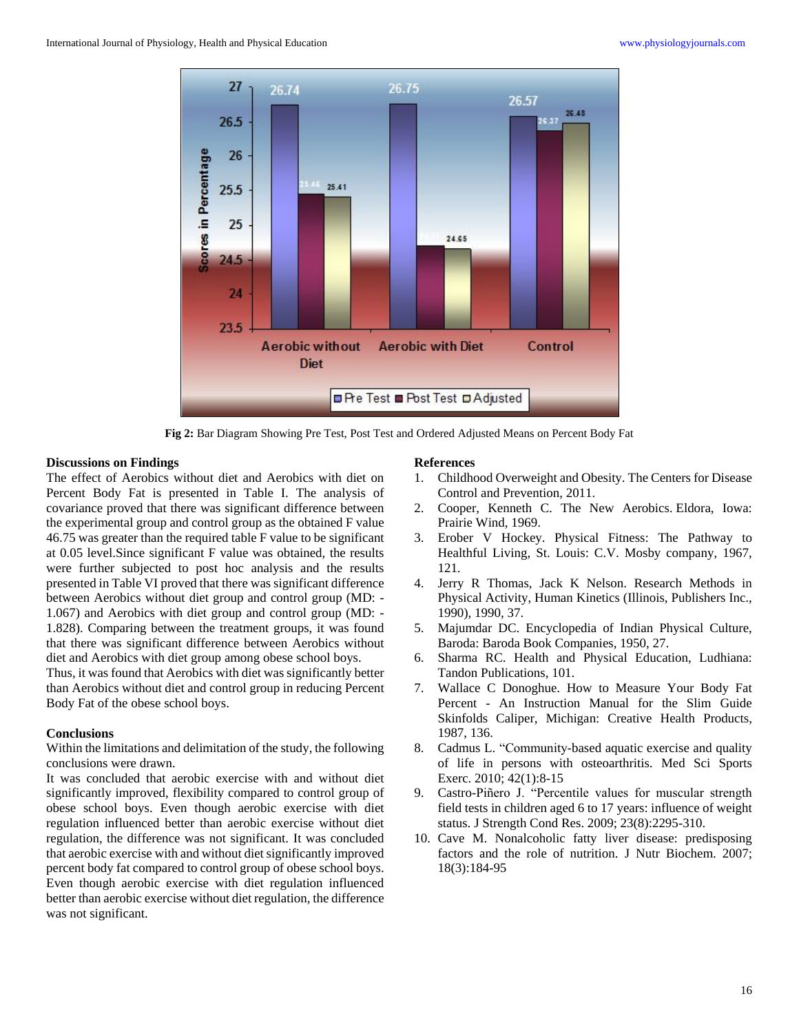27
26.5
26
25.5
25
24.5
24
23.5

Scores in Percentage

26.74
25.46
25.41
26.75
24.71
24.65
26.57
26.37
26.48

Aerobic without Diet
Aerobic with Diet
Control

Pre Test
Post Test
Adjusted

**Fig 2:** Bar Diagram Showing Pre Test, Post Test and Ordered Adjusted Means on Percent Body Fat

### Discussions on Findings

The effect of Aerobics without diet and Aerobics with diet on Percent Body Fat is presented in Table I. The analysis of covariance proved that there was significant difference between the experimental group and control group as the obtained F value 46.75 was greater than the required table F value to be significant at 0.05 level.Since significant F value was obtained, the results were further subjected to post hoc analysis and the results presented in Table VI proved that there was significant difference between Aerobics without diet group and control group (MD: -1.067) and Aerobics with diet group and control group (MD: -1.828). Comparing between the treatment groups, it was found that there was significant difference between Aerobics without diet and Aerobics with diet group among obese school boys.

Thus, it was found that Aerobics with diet was significantly better than Aerobics without diet and control group in reducing Percent Body Fat of the obese school boys.

### Conclusions

Within the limitations and delimitation of the study, the following conclusions were drawn.

It was concluded that aerobic exercise with and without diet significantly improved, flexibility compared to control group of obese school boys. Even though aerobic exercise with diet regulation influenced better than aerobic exercise without diet regulation, the difference was not significant. It was concluded that aerobic exercise with and without diet significantly improved percent body fat compared to control group of obese school boys. Even though aerobic exercise with diet regulation influenced better than aerobic exercise without diet regulation, the difference was not significant.

### References

1. Childhood Overweight and Obesity. The Centers for Disease Control and Prevention, 2011.
2. Cooper, Kenneth C. The New Aerobics. Eldora, Iowa: Prairie Wind, 1969.
3. Erober V Hockey. Physical Fitness: The Pathway to Healthful Living, St. Louis: C.V. Mosby company, 1967, 121.
4. Jerry R Thomas, Jack K Nelson. Research Methods in Physical Activity, Human Kinetics (Illinois, Publishers Inc., 1990), 1990, 37.
5. Majumdar DC. Encyclopedia of Indian Physical Culture, Baroda: Baroda Book Companies, 1950, 27.
6. Sharma RC. Health and Physical Education, Ludhiana: Tandon Publications, 101.
7. Wallace C Donoghue. How to Measure Your Body Fat Percent - An Instruction Manual for the Slim Guide Skinfolds Caliper, Michigan: Creative Health Products, 1987, 136.
8. Cadmus L. "Community-based aquatic exercise and quality of life in persons with osteoarthritis. Med Sci Sports Exerc. 2010; 42(1):8-15
9. Castro-Piñero J. "Percentile values for muscular strength field tests in children aged 6 to 17 years: influence of weight status. J Strength Cond Res. 2009; 23(8):2295-310.
10. Cave M. Nonalcoholic fatty liver disease: predisposing factors and the role of nutrition. J Nutr Biochem. 2007; 18(3):184-95